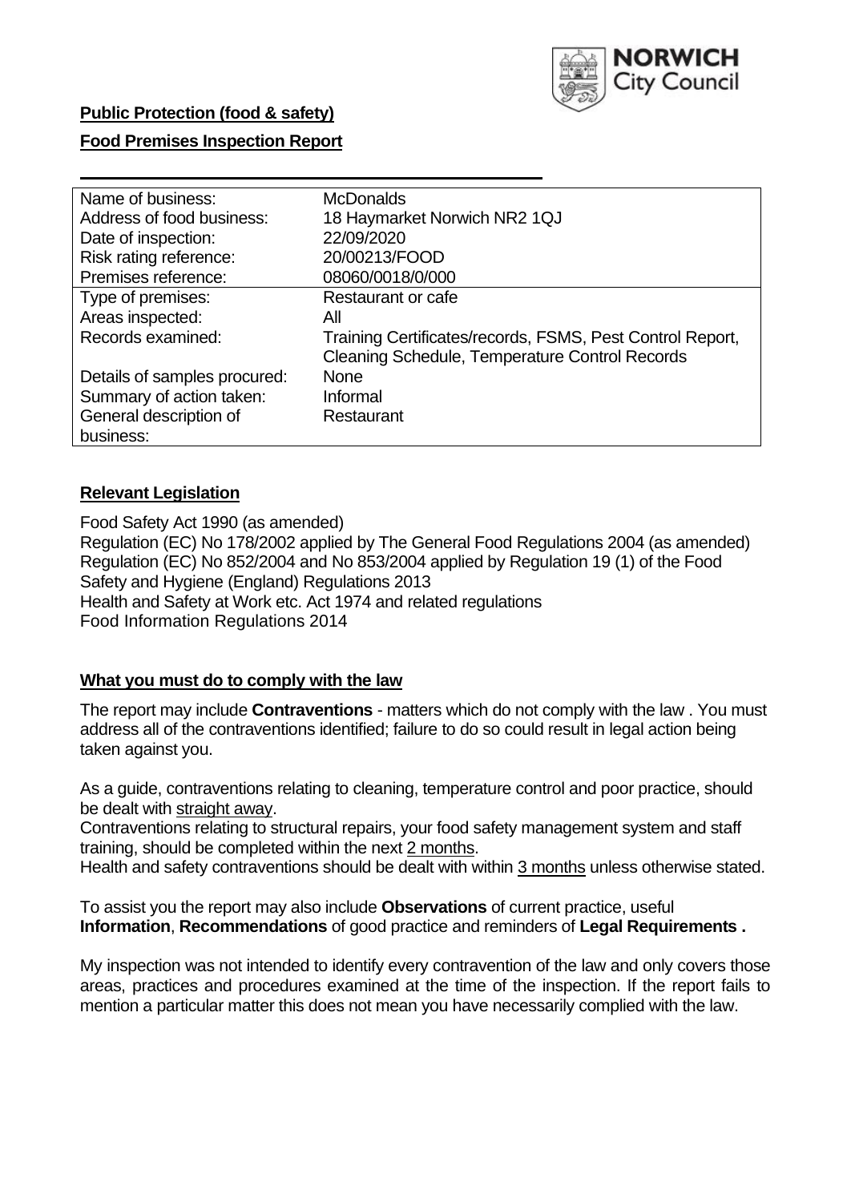**Public Protection (food & safety)**

**Food Premises Inspection Report**

| | |
|---|---|
| Name of business: | McDonalds |
| Address of food business: | 18 Haymarket Norwich NR2 1QJ |
| Date of inspection: | 22/09/2020 |
| Risk rating reference: | 20/00213/FOOD |
| Premises reference: | 08060/0018/0/000 |
| Type of premises: | Restaurant or cafe |
| Areas inspected: | All |
| Records examined: | Training Certificates/records, FSMS, Pest Control Report, Cleaning Schedule, Temperature Control Records |
| Details of samples procured: | None |
| Summary of action taken: | Informal |
| General description of business: | Restaurant |

## Relevant Legislation

Food Safety Act 1990 (as amended)
Regulation (EC) No 178/2002 applied by The General Food Regulations 2004 (as amended)
Regulation (EC) No 852/2004 and No 853/2004 applied by Regulation 19 (1) of the Food Safety and Hygiene (England) Regulations 2013
Health and Safety at Work etc. Act 1974 and related regulations
Food Information Regulations 2014

## What you must do to comply with the law

The report may include **Contraventions** - matters which do not comply with the law . You must address all of the contraventions identified; failure to do so could result in legal action being taken against you.

As a guide, contraventions relating to cleaning, temperature control and poor practice, should be dealt with straight away.
Contraventions relating to structural repairs, your food safety management system and staff training, should be completed within the next 2 months.
Health and safety contraventions should be dealt with within 3 months unless otherwise stated.

To assist you the report may also include **Observations** of current practice, useful **Information**, **Recommendations** of good practice and reminders of **Legal Requirements .**

My inspection was not intended to identify every contravention of the law and only covers those areas, practices and procedures examined at the time of the inspection. If the report fails to mention a particular matter this does not mean you have necessarily complied with the law.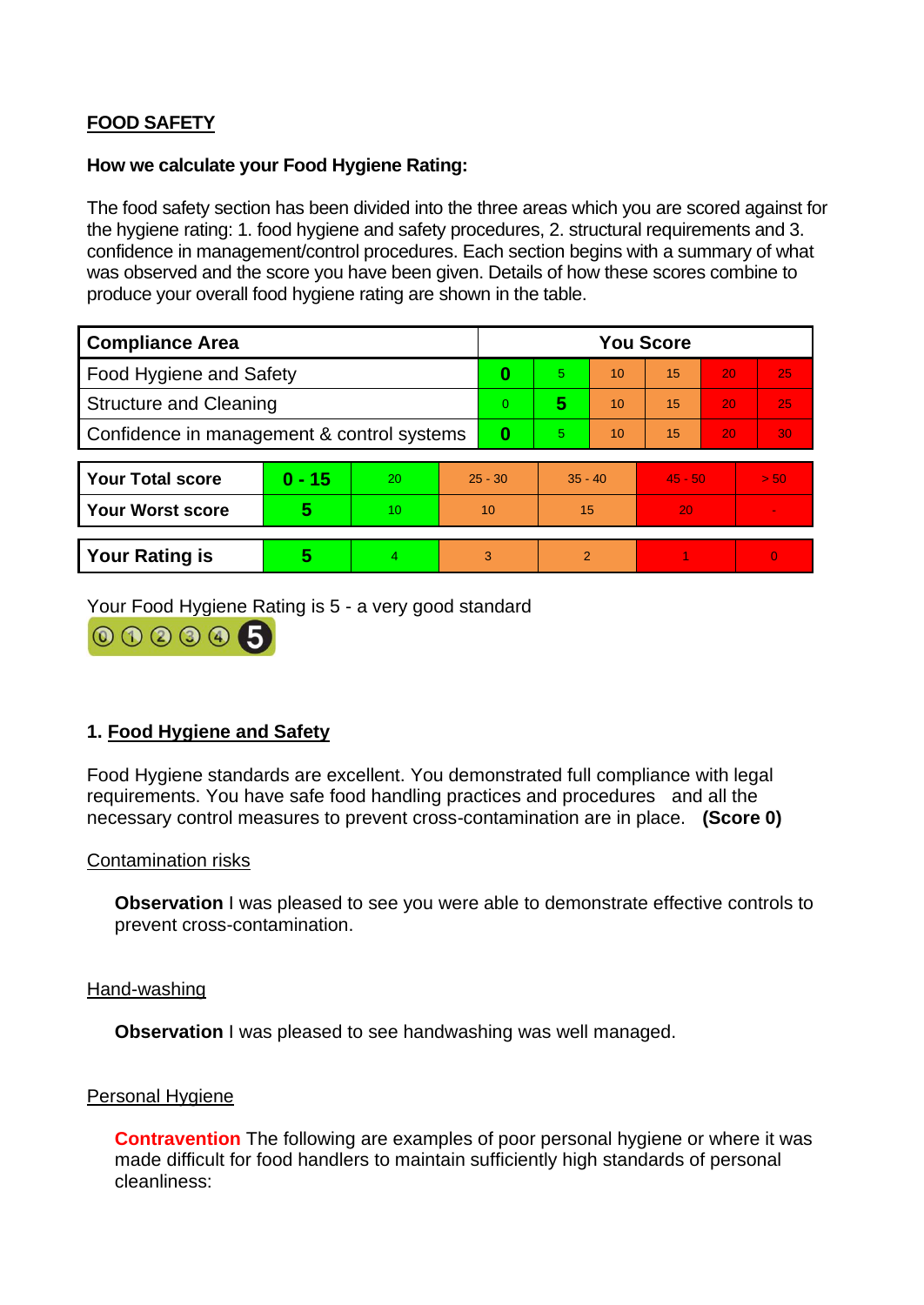**FOOD SAFETY**

**How we calculate your Food Hygiene Rating:**

The food safety section has been divided into the three areas which you are scored against for the hygiene rating: 1. food hygiene and safety procedures, 2. structural requirements and 3. confidence in management/control procedures. Each section begins with a summary of what was observed and the score you have been given. Details of how these scores combine to produce your overall food hygiene rating are shown in the table.

| Compliance Area | You Score | | | | | |
|---|---|---|---|---|---|---|
| Food Hygiene and Safety | **0** | 5 | 10 | 15 | 20 | 25 |
| Structure and Cleaning | 0 | **5** | 10 | 15 | 20 | 25 |
| Confidence in management & control systems | **0** | 5 | 10 | 15 | 20 | 30 |

| | | | | | | |
|---|---|---|---|---|---|---|
| **Your Total score** | **0 - 15** | 20 | 25 - 30 | 35 - 40 | 45 - 50 | > 50 |
| **Your Worst score** | **5** | 10 | 10 | 15 | 20 | - |

| | | | | | | |
|---|---|---|---|---|---|---|
| **Your Rating is** | **5** | 4 | 3 | 2 | 1 | 0 |

Your Food Hygiene Rating is 5 - a very good standard

## 1. Food Hygiene and Safety

Food Hygiene standards are excellent. You demonstrated full compliance with legal requirements. You have safe food handling practices and procedures and all the necessary control measures to prevent cross-contamination are in place. **(Score 0)**

Contamination risks

**Observation** I was pleased to see you were able to demonstrate effective controls to prevent cross-contamination.

Hand-washing

**Observation** I was pleased to see handwashing was well managed.

Personal Hygiene

**Contravention** The following are examples of poor personal hygiene or where it was made difficult for food handlers to maintain sufficiently high standards of personal cleanliness: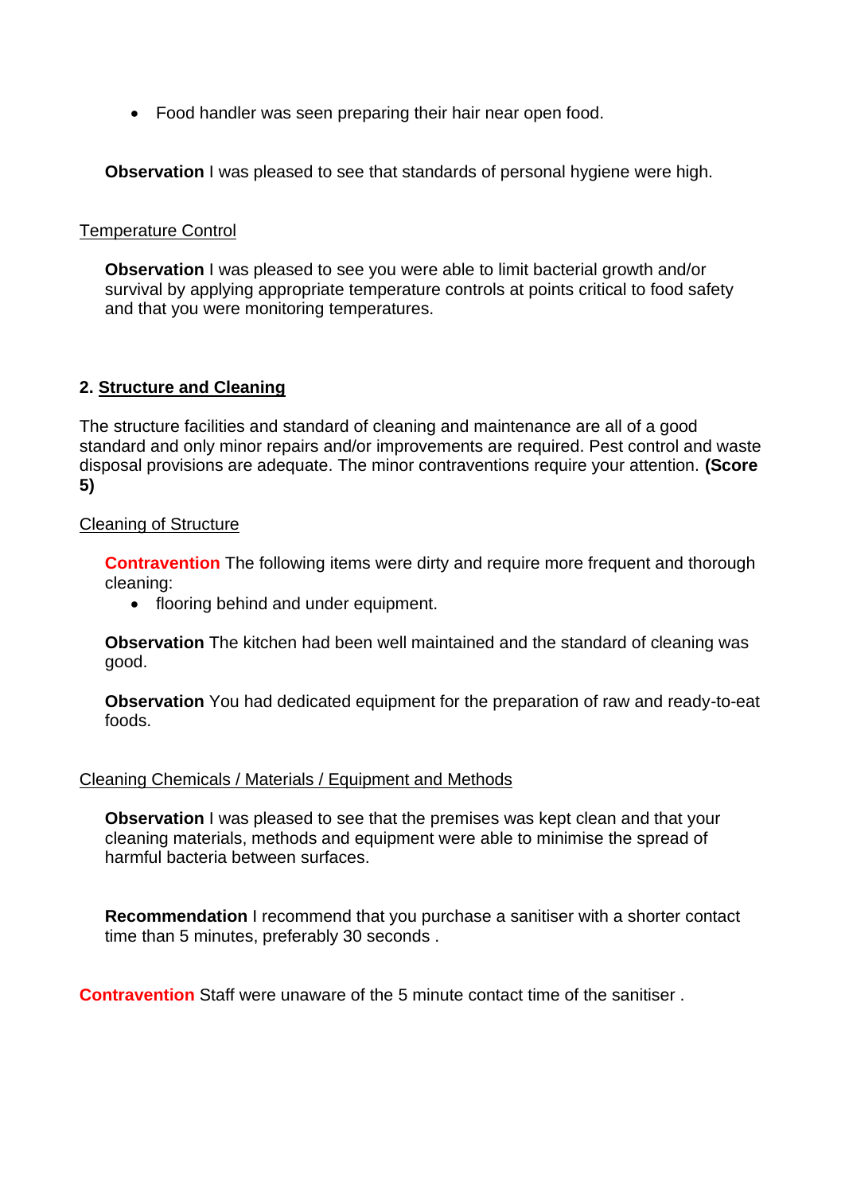- Food handler was seen preparing their hair near open food.

**Observation** I was pleased to see that standards of personal hygiene were high.

<u>Temperature Control</u>

**Observation** I was pleased to see you were able to limit bacterial growth and/or survival by applying appropriate temperature controls at points critical to food safety and that you were monitoring temperatures.

## 2. <u>Structure and Cleaning</u>

The structure facilities and standard of cleaning and maintenance are all of a good standard and only minor repairs and/or improvements are required. Pest control and waste disposal provisions are adequate. The minor contraventions require your attention. **(Score 5)**

<u>Cleaning of Structure</u>

**Contravention** The following items were dirty and require more frequent and thorough cleaning:

- flooring behind and under equipment.

**Observation** The kitchen had been well maintained and the standard of cleaning was good.

**Observation** You had dedicated equipment for the preparation of raw and ready-to-eat foods.

<u>Cleaning Chemicals / Materials / Equipment and Methods</u>

**Observation** I was pleased to see that the premises was kept clean and that your cleaning materials, methods and equipment were able to minimise the spread of harmful bacteria between surfaces.

**Recommendation** I recommend that you purchase a sanitiser with a shorter contact time than 5 minutes, preferably 30 seconds .

**Contravention** Staff were unaware of the 5 minute contact time of the sanitiser .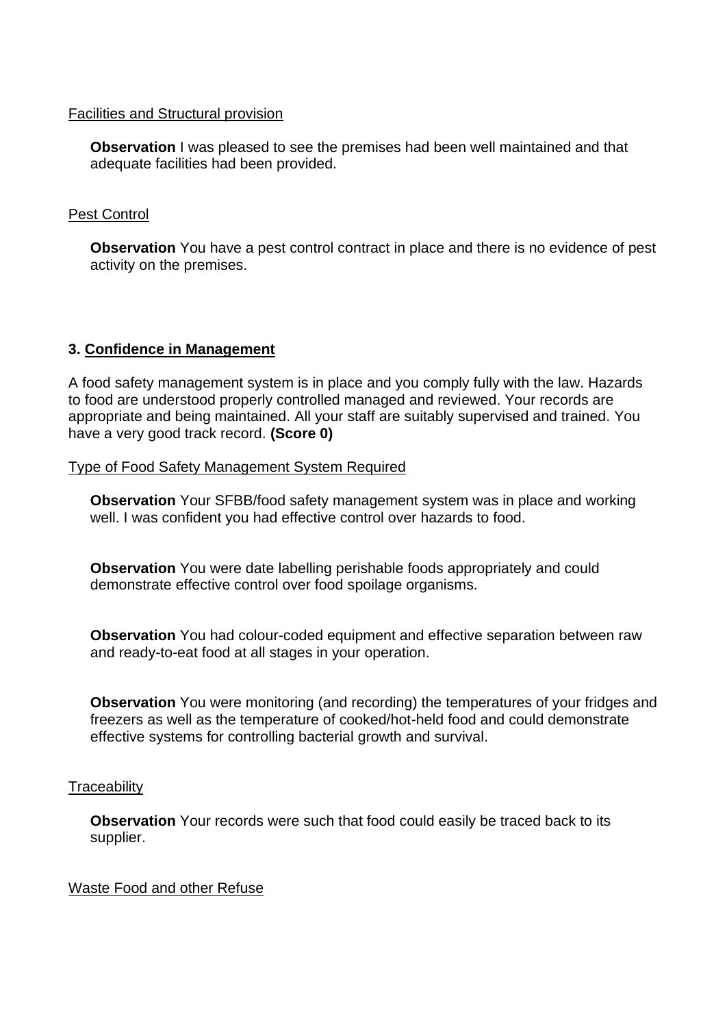Facilities and Structural provision

**Observation** I was pleased to see the premises had been well maintained and that adequate facilities had been provided.

Pest Control

**Observation** You have a pest control contract in place and there is no evidence of pest activity on the premises.

### 3. Confidence in Management

A food safety management system is in place and you comply fully with the law. Hazards to food are understood properly controlled managed and reviewed. Your records are appropriate and being maintained. All your staff are suitably supervised and trained. You have a very good track record. **(Score 0)**

Type of Food Safety Management System Required

**Observation** Your SFBB/food safety management system was in place and working well. I was confident you had effective control over hazards to food.

**Observation** You were date labelling perishable foods appropriately and could demonstrate effective control over food spoilage organisms.

**Observation** You had colour-coded equipment and effective separation between raw and ready-to-eat food at all stages in your operation.

**Observation** You were monitoring (and recording) the temperatures of your fridges and freezers as well as the temperature of cooked/hot-held food and could demonstrate effective systems for controlling bacterial growth and survival.

Traceability

**Observation** Your records were such that food could easily be traced back to its supplier.

Waste Food and other Refuse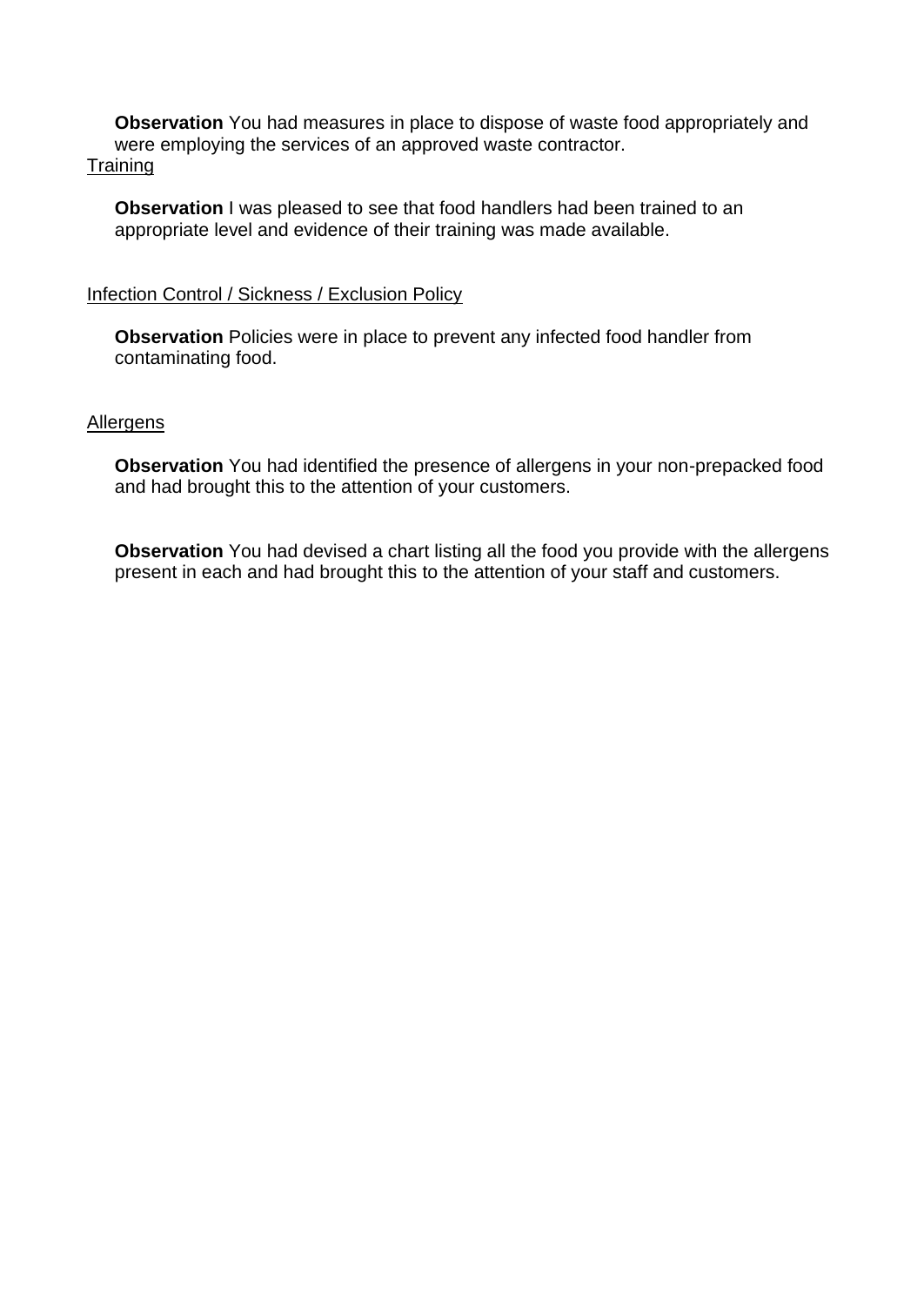**Observation** You had measures in place to dispose of waste food appropriately and were employing the services of an approved waste contractor.

<u>Training</u>

**Observation** I was pleased to see that food handlers had been trained to an appropriate level and evidence of their training was made available.

<u>Infection Control / Sickness / Exclusion Policy</u>

**Observation** Policies were in place to prevent any infected food handler from contaminating food.

<u>Allergens</u>

**Observation** You had identified the presence of allergens in your non-prepacked food and had brought this to the attention of your customers.

**Observation** You had devised a chart listing all the food you provide with the allergens present in each and had brought this to the attention of your staff and customers.